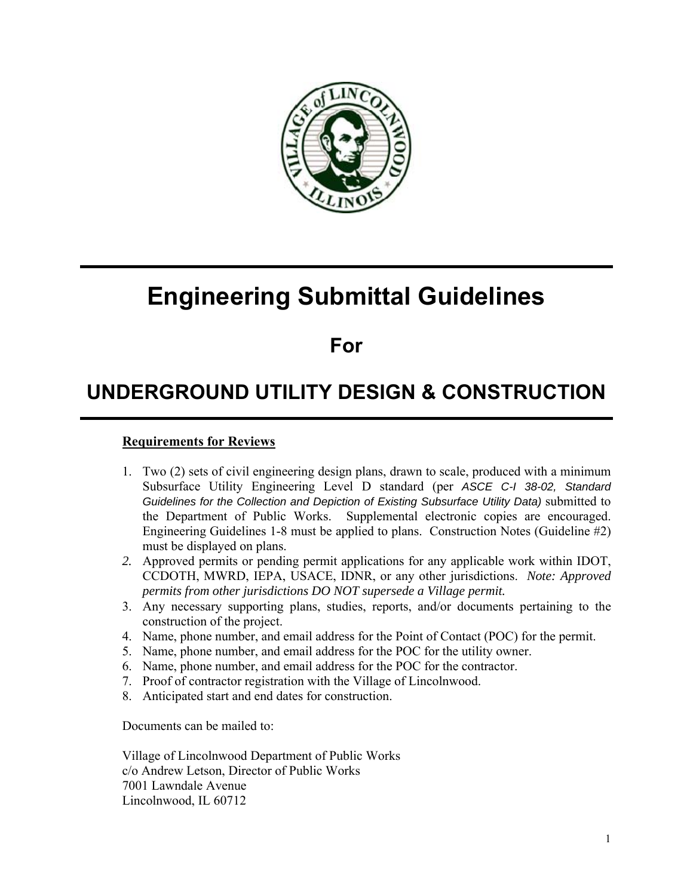# Engineering Submittal Guidelines

## For

## UNDERGROUND UTILITY DESIGN & CONSTRUCTION

**Requirements for Reviews**

1. Two (2) sets of civil engineering design plans, drawn to scale, produced with a minimum Subsurface Utility Engineering Level D standard (per *ASCE C-I 38-02, Standard Guidelines for the Collection and Depiction of Existing Subsurface Utility Data)* submitted to the Department of Public Works. Supplemental electronic copies are encouraged. Engineering Guidelines 1-8 must be applied to plans. Construction Notes (Guideline #2) must be displayed on plans.
2. Approved permits or pending permit applications for any applicable work within IDOT, CCDOTH, MWRD, IEPA, USACE, IDNR, or any other jurisdictions. *Note: Approved permits from other jurisdictions DO NOT supersede a Village permit.*
3. Any necessary supporting plans, studies, reports, and/or documents pertaining to the construction of the project.
4. Name, phone number, and email address for the Point of Contact (POC) for the permit.
5. Name, phone number, and email address for the POC for the utility owner.
6. Name, phone number, and email address for the POC for the contractor.
7. Proof of contractor registration with the Village of Lincolnwood.
8. Anticipated start and end dates for construction.

Documents can be mailed to:

Village of Lincolnwood Department of Public Works
c/o Andrew Letson, Director of Public Works
7001 Lawndale Avenue
Lincolnwood, IL 60712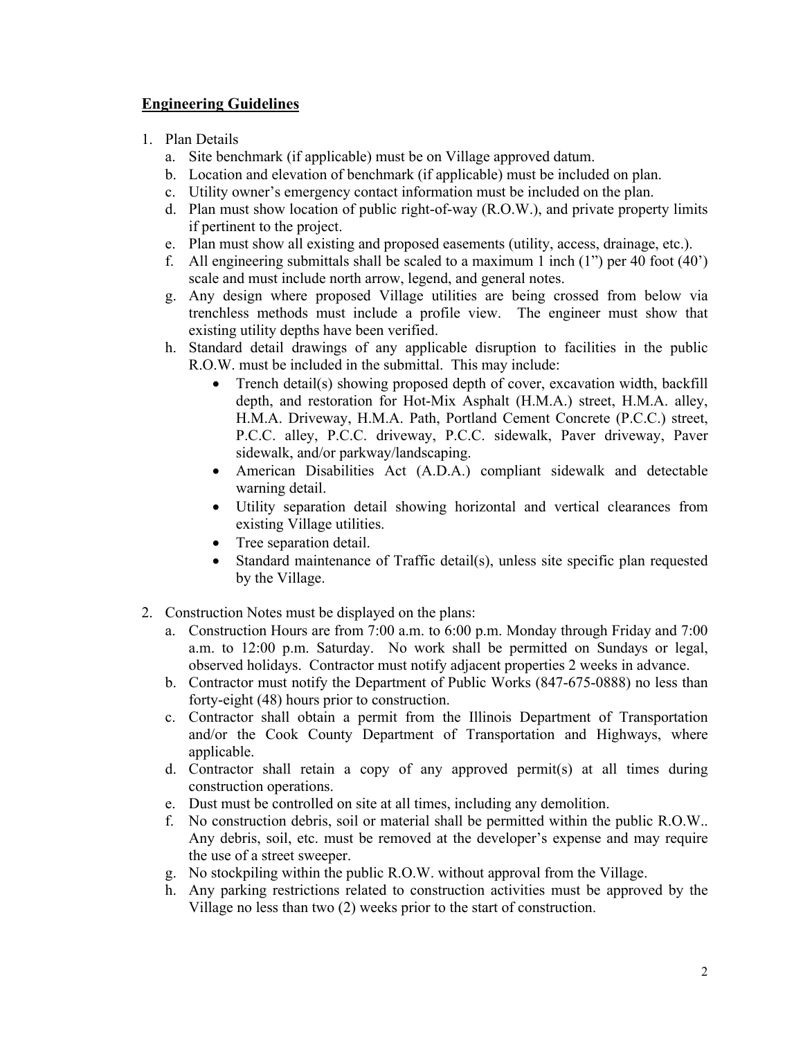## Engineering Guidelines

1. Plan Details
   a. Site benchmark (if applicable) must be on Village approved datum.
   b. Location and elevation of benchmark (if applicable) must be included on plan.
   c. Utility owner's emergency contact information must be included on the plan.
   d. Plan must show location of public right-of-way (R.O.W.), and private property limits if pertinent to the project.
   e. Plan must show all existing and proposed easements (utility, access, drainage, etc.).
   f. All engineering submittals shall be scaled to a maximum 1 inch (1") per 40 foot (40') scale and must include north arrow, legend, and general notes.
   g. Any design where proposed Village utilities are being crossed from below via trenchless methods must include a profile view. The engineer must show that existing utility depths have been verified.
   h. Standard detail drawings of any applicable disruption to facilities in the public R.O.W. must be included in the submittal. This may include:
      - Trench detail(s) showing proposed depth of cover, excavation width, backfill depth, and restoration for Hot-Mix Asphalt (H.M.A.) street, H.M.A. alley, H.M.A. Driveway, H.M.A. Path, Portland Cement Concrete (P.C.C.) street, P.C.C. alley, P.C.C. driveway, P.C.C. sidewalk, Paver driveway, Paver sidewalk, and/or parkway/landscaping.
      - American Disabilities Act (A.D.A.) compliant sidewalk and detectable warning detail.
      - Utility separation detail showing horizontal and vertical clearances from existing Village utilities.
      - Tree separation detail.
      - Standard maintenance of Traffic detail(s), unless site specific plan requested by the Village.

2. Construction Notes must be displayed on the plans:
   a. Construction Hours are from 7:00 a.m. to 6:00 p.m. Monday through Friday and 7:00 a.m. to 12:00 p.m. Saturday. No work shall be permitted on Sundays or legal, observed holidays. Contractor must notify adjacent properties 2 weeks in advance.
   b. Contractor must notify the Department of Public Works (847-675-0888) no less than forty-eight (48) hours prior to construction.
   c. Contractor shall obtain a permit from the Illinois Department of Transportation and/or the Cook County Department of Transportation and Highways, where applicable.
   d. Contractor shall retain a copy of any approved permit(s) at all times during construction operations.
   e. Dust must be controlled on site at all times, including any demolition.
   f. No construction debris, soil or material shall be permitted within the public R.O.W.. Any debris, soil, etc. must be removed at the developer's expense and may require the use of a street sweeper.
   g. No stockpiling within the public R.O.W. without approval from the Village.
   h. Any parking restrictions related to construction activities must be approved by the Village no less than two (2) weeks prior to the start of construction.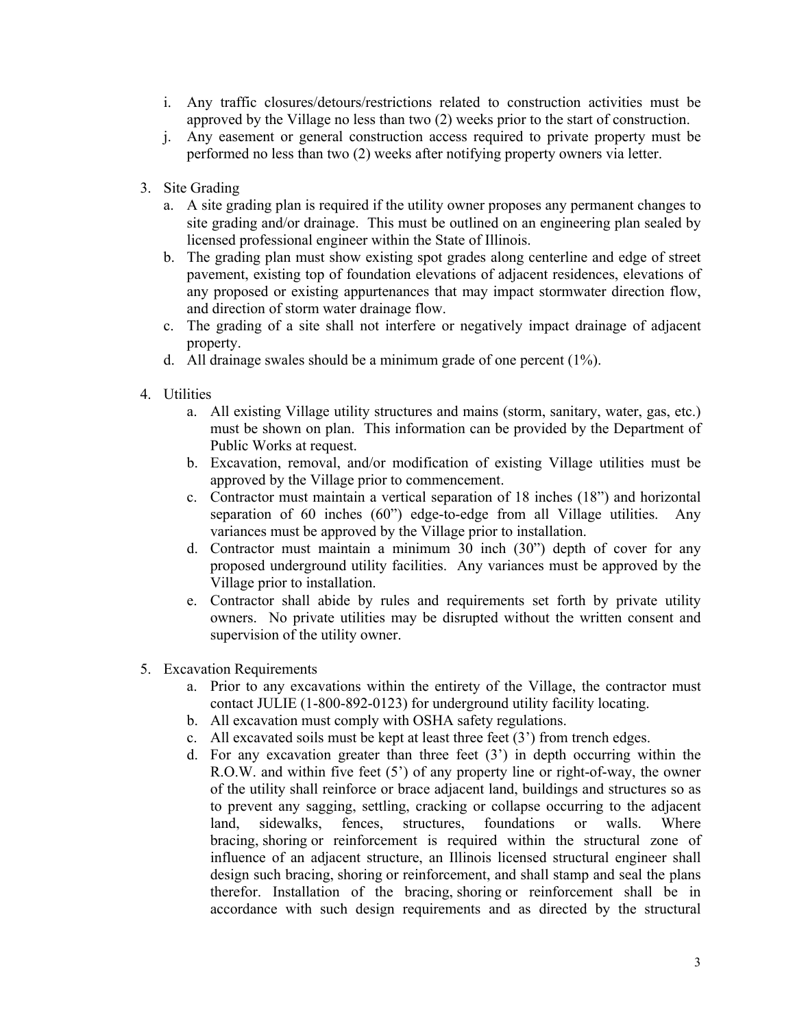i. Any traffic closures/detours/restrictions related to construction activities must be approved by the Village no less than two (2) weeks prior to the start of construction.

j. Any easement or general construction access required to private property must be performed no less than two (2) weeks after notifying property owners via letter.

3. Site Grading
   a. A site grading plan is required if the utility owner proposes any permanent changes to site grading and/or drainage. This must be outlined on an engineering plan sealed by licensed professional engineer within the State of Illinois.
   b. The grading plan must show existing spot grades along centerline and edge of street pavement, existing top of foundation elevations of adjacent residences, elevations of any proposed or existing appurtenances that may impact stormwater direction flow, and direction of storm water drainage flow.
   c. The grading of a site shall not interfere or negatively impact drainage of adjacent property.
   d. All drainage swales should be a minimum grade of one percent (1%).

4. Utilities
   a. All existing Village utility structures and mains (storm, sanitary, water, gas, etc.) must be shown on plan. This information can be provided by the Department of Public Works at request.
   b. Excavation, removal, and/or modification of existing Village utilities must be approved by the Village prior to commencement.
   c. Contractor must maintain a vertical separation of 18 inches (18") and horizontal separation of 60 inches (60") edge-to-edge from all Village utilities. Any variances must be approved by the Village prior to installation.
   d. Contractor must maintain a minimum 30 inch (30") depth of cover for any proposed underground utility facilities. Any variances must be approved by the Village prior to installation.
   e. Contractor shall abide by rules and requirements set forth by private utility owners. No private utilities may be disrupted without the written consent and supervision of the utility owner.

5. Excavation Requirements
   a. Prior to any excavations within the entirety of the Village, the contractor must contact JULIE (1-800-892-0123) for underground utility facility locating.
   b. All excavation must comply with OSHA safety regulations.
   c. All excavated soils must be kept at least three feet (3') from trench edges.
   d. For any excavation greater than three feet (3') in depth occurring within the R.O.W. and within five feet (5') of any property line or right-of-way, the owner of the utility shall reinforce or brace adjacent land, buildings and structures so as to prevent any sagging, settling, cracking or collapse occurring to the adjacent land, sidewalks, fences, structures, foundations or walls. Where bracing, shoring or reinforcement is required within the structural zone of influence of an adjacent structure, an Illinois licensed structural engineer shall design such bracing, shoring or reinforcement, and shall stamp and seal the plans therefor. Installation of the bracing, shoring or reinforcement shall be in accordance with such design requirements and as directed by the structural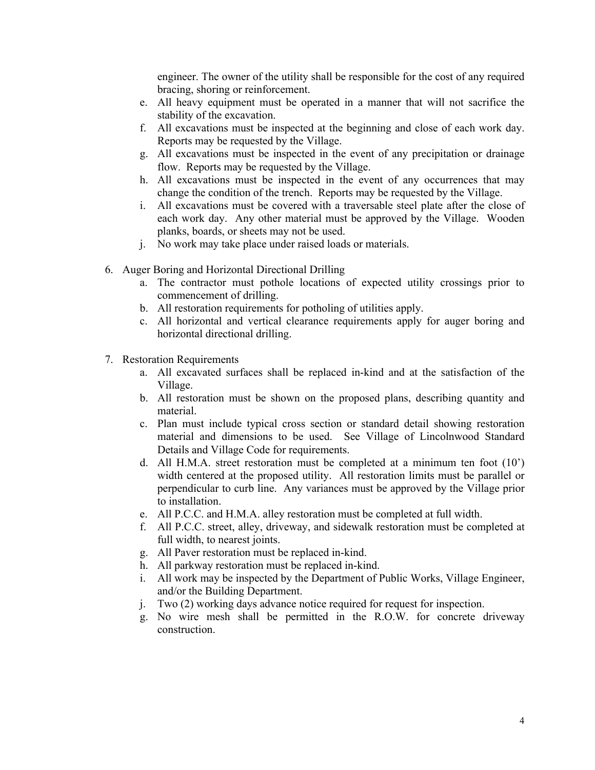engineer. The owner of the utility shall be responsible for the cost of any required bracing, shoring or reinforcement.

   e. All heavy equipment must be operated in a manner that will not sacrifice the stability of the excavation.
   f. All excavations must be inspected at the beginning and close of each work day. Reports may be requested by the Village.
   g. All excavations must be inspected in the event of any precipitation or drainage flow. Reports may be requested by the Village.
   h. All excavations must be inspected in the event of any occurrences that may change the condition of the trench. Reports may be requested by the Village.
   i. All excavations must be covered with a traversable steel plate after the close of each work day. Any other material must be approved by the Village. Wooden planks, boards, or sheets may not be used.
   j. No work may take place under raised loads or materials.

6. Auger Boring and Horizontal Directional Drilling
   a. The contractor must pothole locations of expected utility crossings prior to commencement of drilling.
   b. All restoration requirements for potholing of utilities apply.
   c. All horizontal and vertical clearance requirements apply for auger boring and horizontal directional drilling.

7. Restoration Requirements
   a. All excavated surfaces shall be replaced in-kind and at the satisfaction of the Village.
   b. All restoration must be shown on the proposed plans, describing quantity and material.
   c. Plan must include typical cross section or standard detail showing restoration material and dimensions to be used. See Village of Lincolnwood Standard Details and Village Code for requirements.
   d. All H.M.A. street restoration must be completed at a minimum ten foot (10') width centered at the proposed utility. All restoration limits must be parallel or perpendicular to curb line. Any variances must be approved by the Village prior to installation.
   e. All P.C.C. and H.M.A. alley restoration must be completed at full width.
   f. All P.C.C. street, alley, driveway, and sidewalk restoration must be completed at full width, to nearest joints.
   g. All Paver restoration must be replaced in-kind.
   h. All parkway restoration must be replaced in-kind.
   i. All work may be inspected by the Department of Public Works, Village Engineer, and/or the Building Department.
   j. Two (2) working days advance notice required for request for inspection.
   g. No wire mesh shall be permitted in the R.O.W. for concrete driveway construction.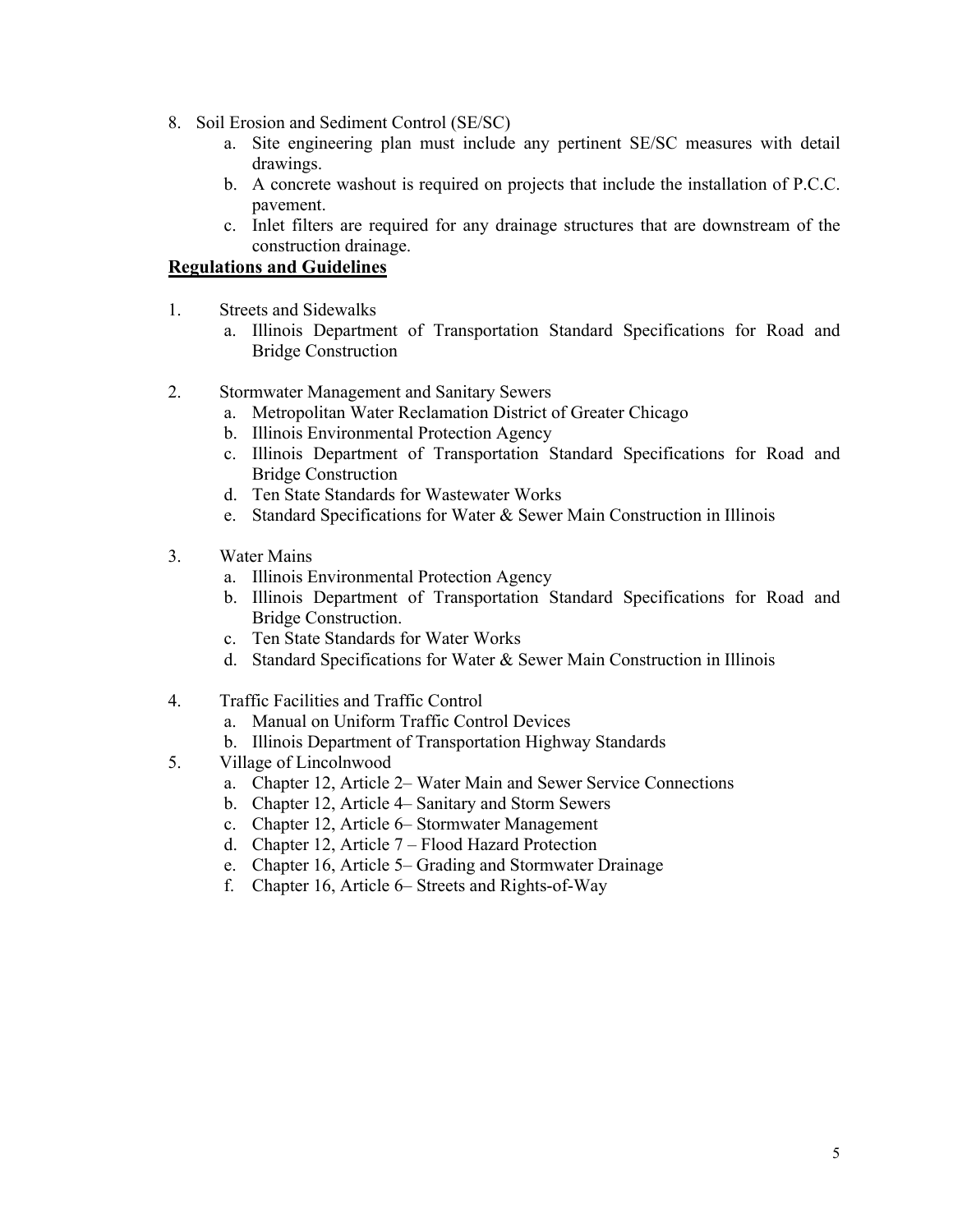8. Soil Erosion and Sediment Control (SE/SC)
   a. Site engineering plan must include any pertinent SE/SC measures with detail drawings.
   b. A concrete washout is required on projects that include the installation of P.C.C. pavement.
   c. Inlet filters are required for any drainage structures that are downstream of the construction drainage.

**<u>Regulations and Guidelines</u>**

1. Streets and Sidewalks
   a. Illinois Department of Transportation Standard Specifications for Road and Bridge Construction

2. Stormwater Management and Sanitary Sewers
   a. Metropolitan Water Reclamation District of Greater Chicago
   b. Illinois Environmental Protection Agency
   c. Illinois Department of Transportation Standard Specifications for Road and Bridge Construction
   d. Ten State Standards for Wastewater Works
   e. Standard Specifications for Water & Sewer Main Construction in Illinois

3. Water Mains
   a. Illinois Environmental Protection Agency
   b. Illinois Department of Transportation Standard Specifications for Road and Bridge Construction.
   c. Ten State Standards for Water Works
   d. Standard Specifications for Water & Sewer Main Construction in Illinois

4. Traffic Facilities and Traffic Control
   a. Manual on Uniform Traffic Control Devices
   b. Illinois Department of Transportation Highway Standards

5. Village of Lincolnwood
   a. Chapter 12, Article 2– Water Main and Sewer Service Connections
   b. Chapter 12, Article 4– Sanitary and Storm Sewers
   c. Chapter 12, Article 6– Stormwater Management
   d. Chapter 12, Article 7 – Flood Hazard Protection
   e. Chapter 16, Article 5– Grading and Stormwater Drainage
   f. Chapter 16, Article 6– Streets and Rights-of-Way